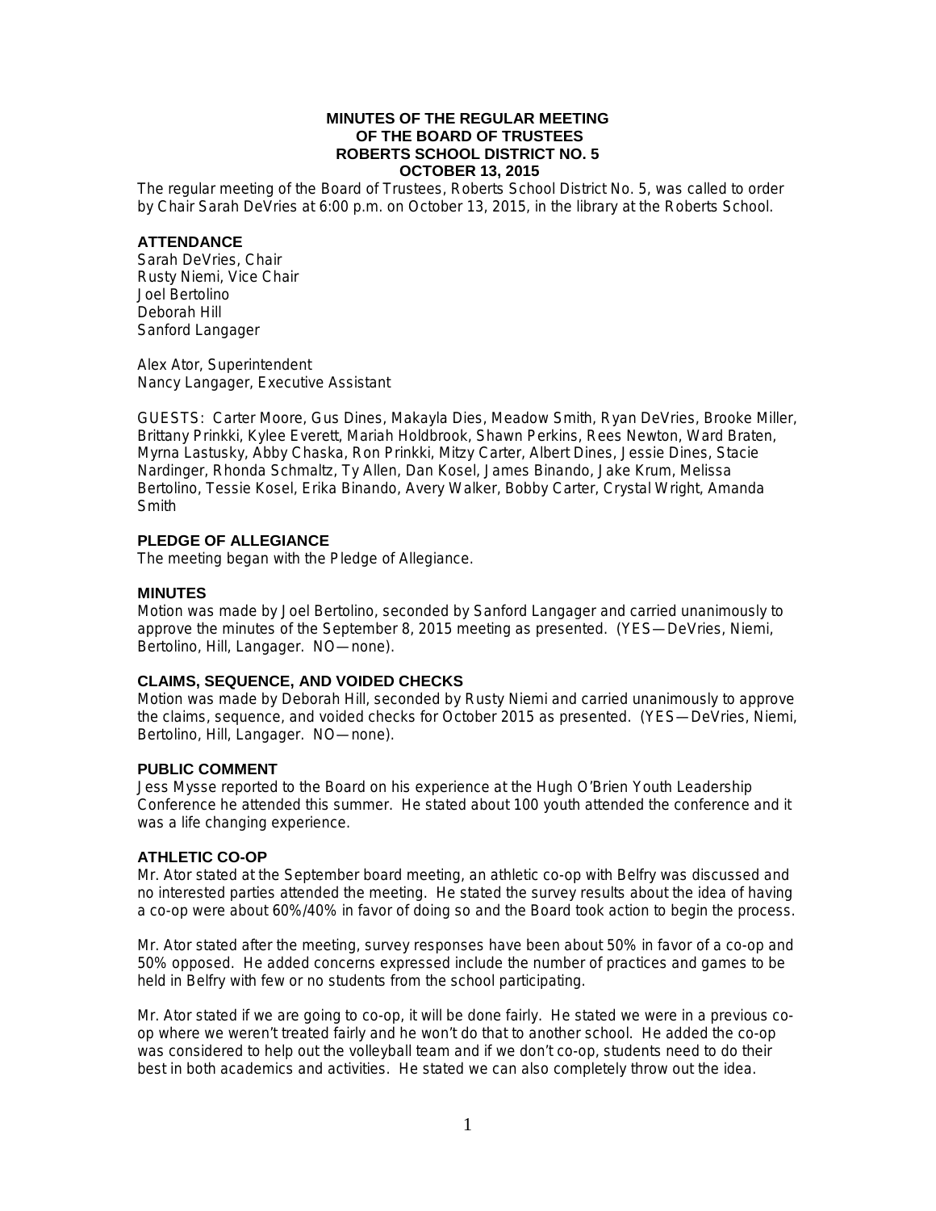# MINUTES OF THE REGULAR MEETING OF THE BOARD OF TRUSTEES ROBERTS SCHOOL DISTRICT NO. 5 OCTOBER 13, 2015

The regular meeting of the Board of Trustees, Roberts School District No. 5, was called to order by Chair Sarah DeVries at 6:00 p.m. on October 13, 2015, in the library at the Roberts School.

## ATTENDANCE

Sarah DeVries, Chair
Rusty Niemi, Vice Chair
Joel Bertolino
Deborah Hill
Sanford Langager

Alex Ator, Superintendent
Nancy Langager, Executive Assistant

GUESTS: Carter Moore, Gus Dines, Makayla Dies, Meadow Smith, Ryan DeVries, Brooke Miller, Brittany Prinkki, Kylee Everett, Mariah Holdbrook, Shawn Perkins, Rees Newton, Ward Braten, Myrna Lastusky, Abby Chaska, Ron Prinkki, Mitzy Carter, Albert Dines, Jessie Dines, Stacie Nardinger, Rhonda Schmaltz, Ty Allen, Dan Kosel, James Binando, Jake Krum, Melissa Bertolino, Tessie Kosel, Erika Binando, Avery Walker, Bobby Carter, Crystal Wright, Amanda Smith

## PLEDGE OF ALLEGIANCE

The meeting began with the Pledge of Allegiance.

## MINUTES

Motion was made by Joel Bertolino, seconded by Sanford Langager and carried unanimously to approve the minutes of the September 8, 2015 meeting as presented. (YES—DeVries, Niemi, Bertolino, Hill, Langager. NO—none).

## CLAIMS, SEQUENCE, AND VOIDED CHECKS

Motion was made by Deborah Hill, seconded by Rusty Niemi and carried unanimously to approve the claims, sequence, and voided checks for October 2015 as presented. (YES—DeVries, Niemi, Bertolino, Hill, Langager. NO—none).

## PUBLIC COMMENT

Jess Mysse reported to the Board on his experience at the Hugh O'Brien Youth Leadership Conference he attended this summer. He stated about 100 youth attended the conference and it was a life changing experience.

## ATHLETIC CO-OP

Mr. Ator stated at the September board meeting, an athletic co-op with Belfry was discussed and no interested parties attended the meeting. He stated the survey results about the idea of having a co-op were about 60%/40% in favor of doing so and the Board took action to begin the process.

Mr. Ator stated after the meeting, survey responses have been about 50% in favor of a co-op and 50% opposed. He added concerns expressed include the number of practices and games to be held in Belfry with few or no students from the school participating.

Mr. Ator stated if we are going to co-op, it will be done fairly. He stated we were in a previous co-op where we weren't treated fairly and he won't do that to another school. He added the co-op was considered to help out the volleyball team and if we don't co-op, students need to do their best in both academics and activities. He stated we can also completely throw out the idea.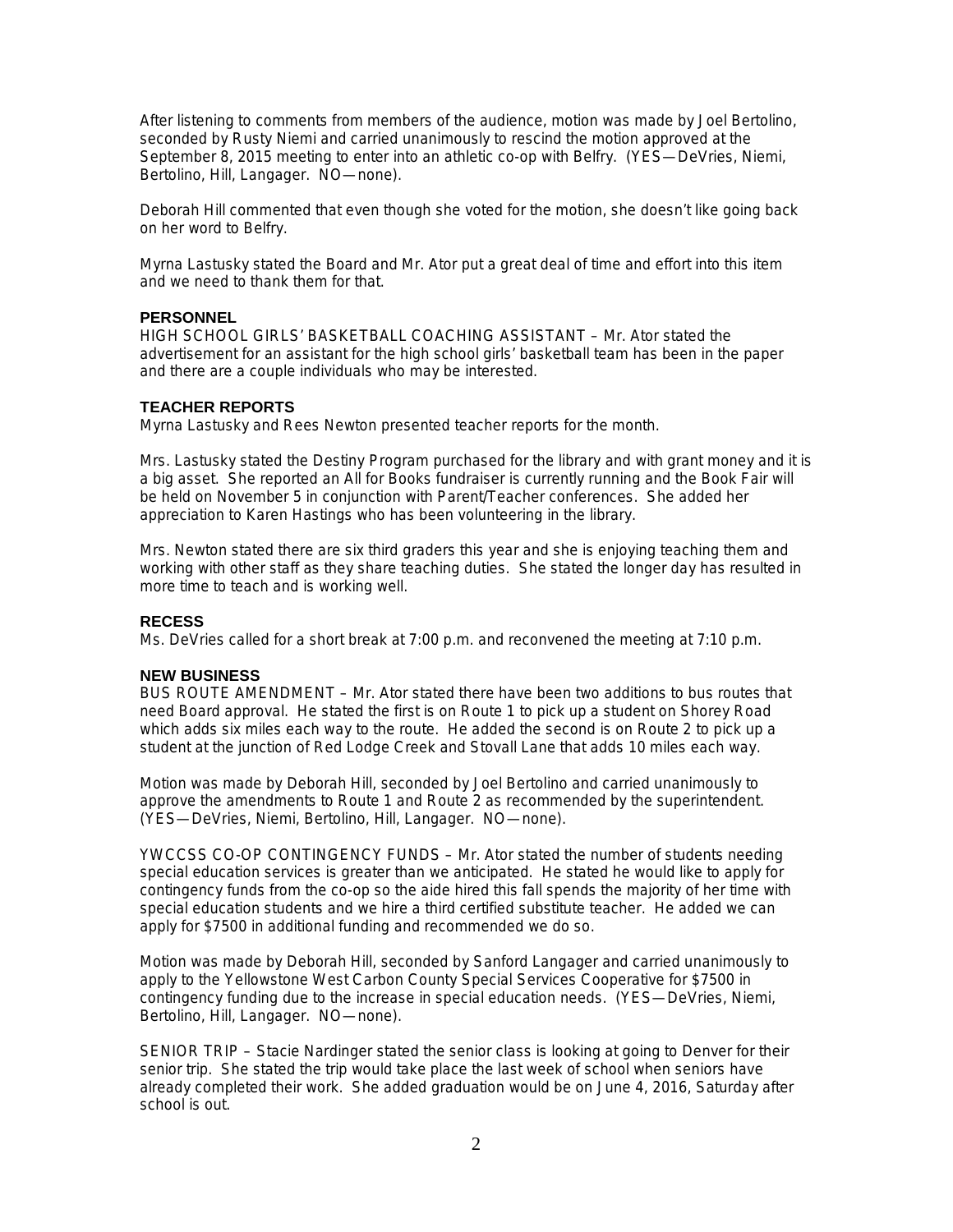After listening to comments from members of the audience, motion was made by Joel Bertolino, seconded by Rusty Niemi and carried unanimously to rescind the motion approved at the September 8, 2015 meeting to enter into an athletic co-op with Belfry. (YES—DeVries, Niemi, Bertolino, Hill, Langager. NO—none).

Deborah Hill commented that even though she voted for the motion, she doesn't like going back on her word to Belfry.

Myrna Lastusky stated the Board and Mr. Ator put a great deal of time and effort into this item and we need to thank them for that.

## PERSONNEL

HIGH SCHOOL GIRLS' BASKETBALL COACHING ASSISTANT – Mr. Ator stated the advertisement for an assistant for the high school girls' basketball team has been in the paper and there are a couple individuals who may be interested.

## TEACHER REPORTS

Myrna Lastusky and Rees Newton presented teacher reports for the month.

Mrs. Lastusky stated the Destiny Program purchased for the library and with grant money and it is a big asset. She reported an All for Books fundraiser is currently running and the Book Fair will be held on November 5 in conjunction with Parent/Teacher conferences. She added her appreciation to Karen Hastings who has been volunteering in the library.

Mrs. Newton stated there are six third graders this year and she is enjoying teaching them and working with other staff as they share teaching duties. She stated the longer day has resulted in more time to teach and is working well.

## RECESS

Ms. DeVries called for a short break at 7:00 p.m. and reconvened the meeting at 7:10 p.m.

## NEW BUSINESS

BUS ROUTE AMENDMENT – Mr. Ator stated there have been two additions to bus routes that need Board approval. He stated the first is on Route 1 to pick up a student on Shorey Road which adds six miles each way to the route. He added the second is on Route 2 to pick up a student at the junction of Red Lodge Creek and Stovall Lane that adds 10 miles each way.

Motion was made by Deborah Hill, seconded by Joel Bertolino and carried unanimously to approve the amendments to Route 1 and Route 2 as recommended by the superintendent. (YES—DeVries, Niemi, Bertolino, Hill, Langager. NO—none).

YWCCSS CO-OP CONTINGENCY FUNDS – Mr. Ator stated the number of students needing special education services is greater than we anticipated. He stated he would like to apply for contingency funds from the co-op so the aide hired this fall spends the majority of her time with special education students and we hire a third certified substitute teacher. He added we can apply for $7500 in additional funding and recommended we do so.

Motion was made by Deborah Hill, seconded by Sanford Langager and carried unanimously to apply to the Yellowstone West Carbon County Special Services Cooperative for $7500 in contingency funding due to the increase in special education needs. (YES—DeVries, Niemi, Bertolino, Hill, Langager. NO—none).

SENIOR TRIP – Stacie Nardinger stated the senior class is looking at going to Denver for their senior trip. She stated the trip would take place the last week of school when seniors have already completed their work. She added graduation would be on June 4, 2016, Saturday after school is out.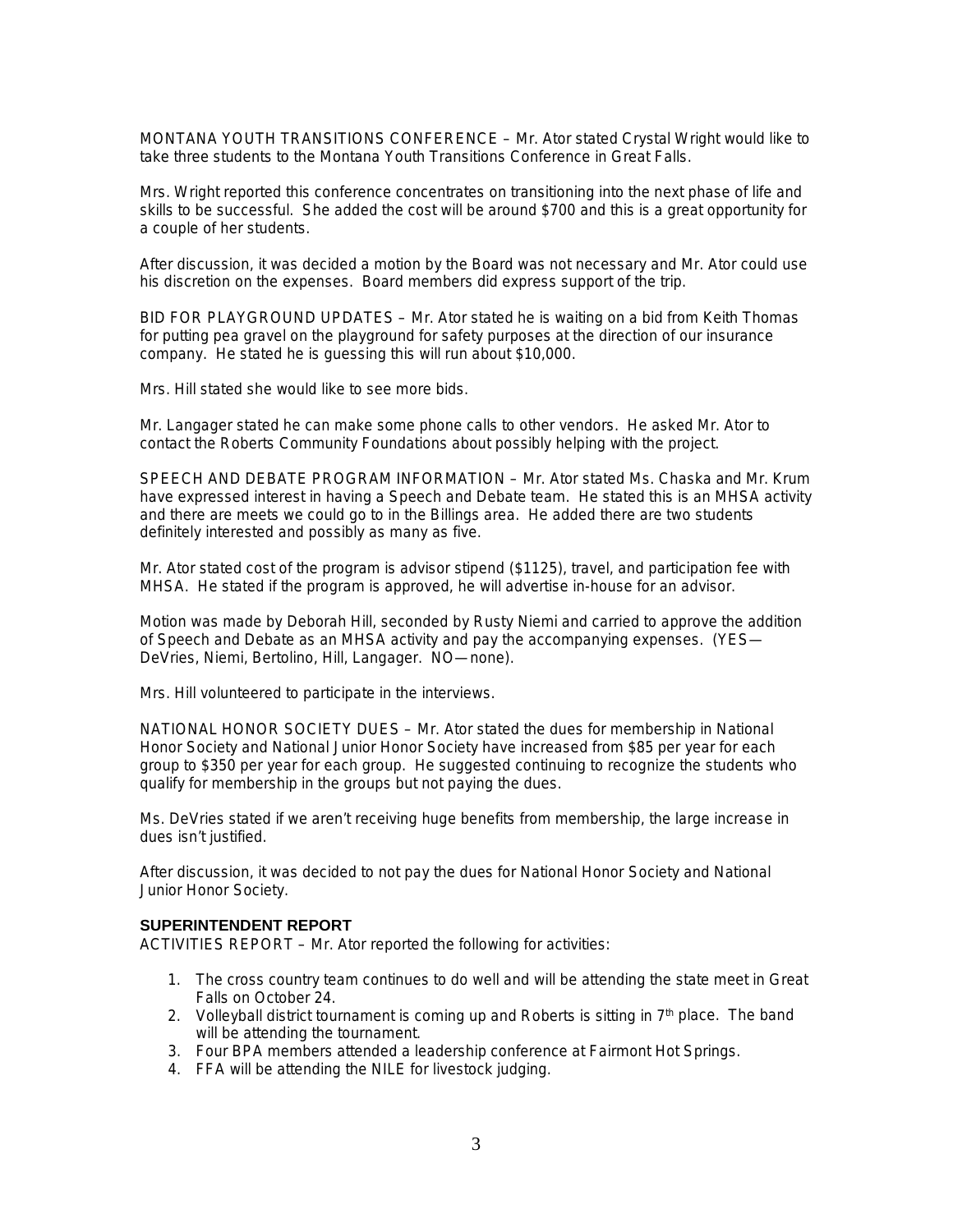MONTANA YOUTH TRANSITIONS CONFERENCE – Mr. Ator stated Crystal Wright would like to take three students to the Montana Youth Transitions Conference in Great Falls.

Mrs. Wright reported this conference concentrates on transitioning into the next phase of life and skills to be successful. She added the cost will be around $700 and this is a great opportunity for a couple of her students.

After discussion, it was decided a motion by the Board was not necessary and Mr. Ator could use his discretion on the expenses. Board members did express support of the trip.

BID FOR PLAYGROUND UPDATES – Mr. Ator stated he is waiting on a bid from Keith Thomas for putting pea gravel on the playground for safety purposes at the direction of our insurance company. He stated he is guessing this will run about $10,000.

Mrs. Hill stated she would like to see more bids.

Mr. Langager stated he can make some phone calls to other vendors. He asked Mr. Ator to contact the Roberts Community Foundations about possibly helping with the project.

SPEECH AND DEBATE PROGRAM INFORMATION – Mr. Ator stated Ms. Chaska and Mr. Krum have expressed interest in having a Speech and Debate team. He stated this is an MHSA activity and there are meets we could go to in the Billings area. He added there are two students definitely interested and possibly as many as five.

Mr. Ator stated cost of the program is advisor stipend ($1125), travel, and participation fee with MHSA. He stated if the program is approved, he will advertise in-house for an advisor.

Motion was made by Deborah Hill, seconded by Rusty Niemi and carried to approve the addition of Speech and Debate as an MHSA activity and pay the accompanying expenses. (YES—DeVries, Niemi, Bertolino, Hill, Langager. NO—none).

Mrs. Hill volunteered to participate in the interviews.

NATIONAL HONOR SOCIETY DUES – Mr. Ator stated the dues for membership in National Honor Society and National Junior Honor Society have increased from $85 per year for each group to $350 per year for each group. He suggested continuing to recognize the students who qualify for membership in the groups but not paying the dues.

Ms. DeVries stated if we aren't receiving huge benefits from membership, the large increase in dues isn't justified.

After discussion, it was decided to not pay the dues for National Honor Society and National Junior Honor Society.

**SUPERINTENDENT REPORT**

ACTIVITIES REPORT – Mr. Ator reported the following for activities:

1. The cross country team continues to do well and will be attending the state meet in Great Falls on October 24.
2. Volleyball district tournament is coming up and Roberts is sitting in 7th place. The band will be attending the tournament.
3. Four BPA members attended a leadership conference at Fairmont Hot Springs.
4. FFA will be attending the NILE for livestock judging.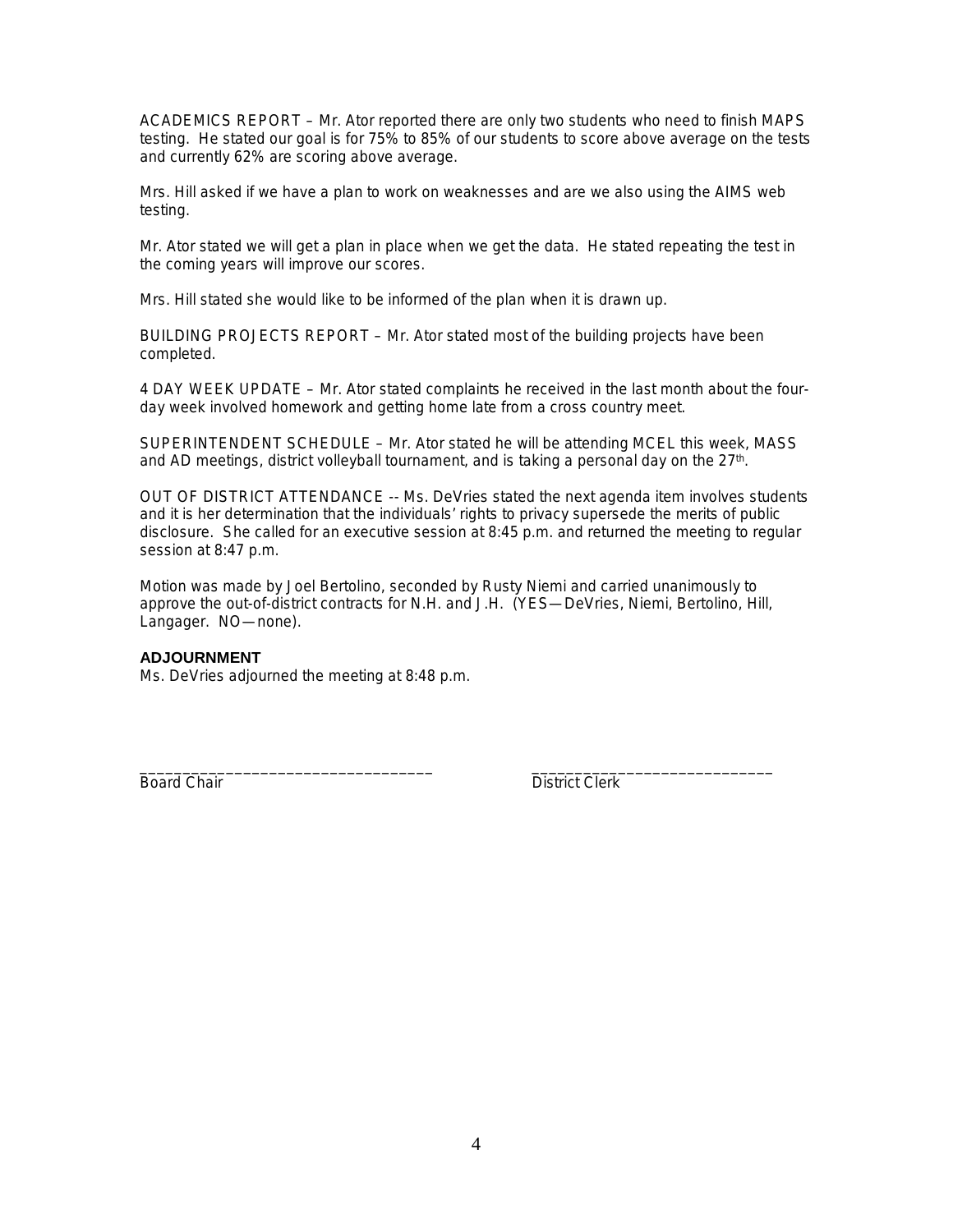ACADEMICS REPORT – Mr. Ator reported there are only two students who need to finish MAPS testing. He stated our goal is for 75% to 85% of our students to score above average on the tests and currently 62% are scoring above average.

Mrs. Hill asked if we have a plan to work on weaknesses and are we also using the AIMS web testing.

Mr. Ator stated we will get a plan in place when we get the data. He stated repeating the test in the coming years will improve our scores.

Mrs. Hill stated she would like to be informed of the plan when it is drawn up.

BUILDING PROJECTS REPORT – Mr. Ator stated most of the building projects have been completed.

4 DAY WEEK UPDATE – Mr. Ator stated complaints he received in the last month about the four-day week involved homework and getting home late from a cross country meet.

SUPERINTENDENT SCHEDULE – Mr. Ator stated he will be attending MCEL this week, MASS and AD meetings, district volleyball tournament, and is taking a personal day on the 27th.

OUT OF DISTRICT ATTENDANCE -- Ms. DeVries stated the next agenda item involves students and it is her determination that the individuals' rights to privacy supersede the merits of public disclosure. She called for an executive session at 8:45 p.m. and returned the meeting to regular session at 8:47 p.m.

Motion was made by Joel Bertolino, seconded by Rusty Niemi and carried unanimously to approve the out-of-district contracts for N.H. and J.H. (YES—DeVries, Niemi, Bertolino, Hill, Langager. NO—none).

**ADJOURNMENT**

Ms. DeVries adjourned the meeting at 8:48 p.m.

\_\_\_\_\_\_\_\_\_\_\_\_\_\_\_\_\_\_\_\_\_\_\_\_\_\_\_\_\_\_\_\_\_\_\_ \_\_\_\_\_\_\_\_\_\_\_\_\_\_\_\_\_\_\_\_\_\_\_\_\_\_\_\_\_
Board Chair District Clerk